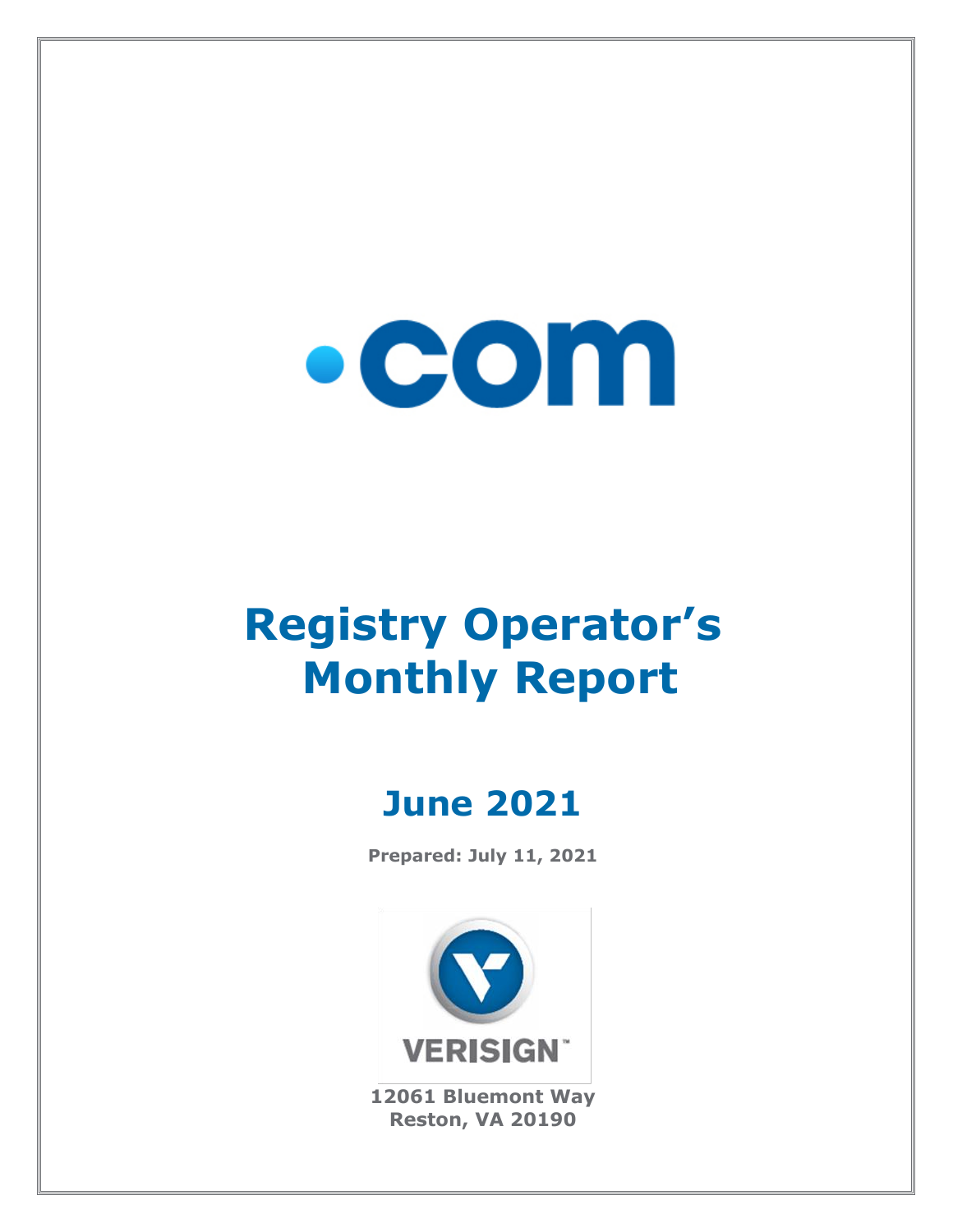# .com

# Registry Operator's Monthly Report

## June 2021

**Prepared: July 11, 2021**

VERISIGN

**12061 Bluemont Way**
**Reston, VA 20190**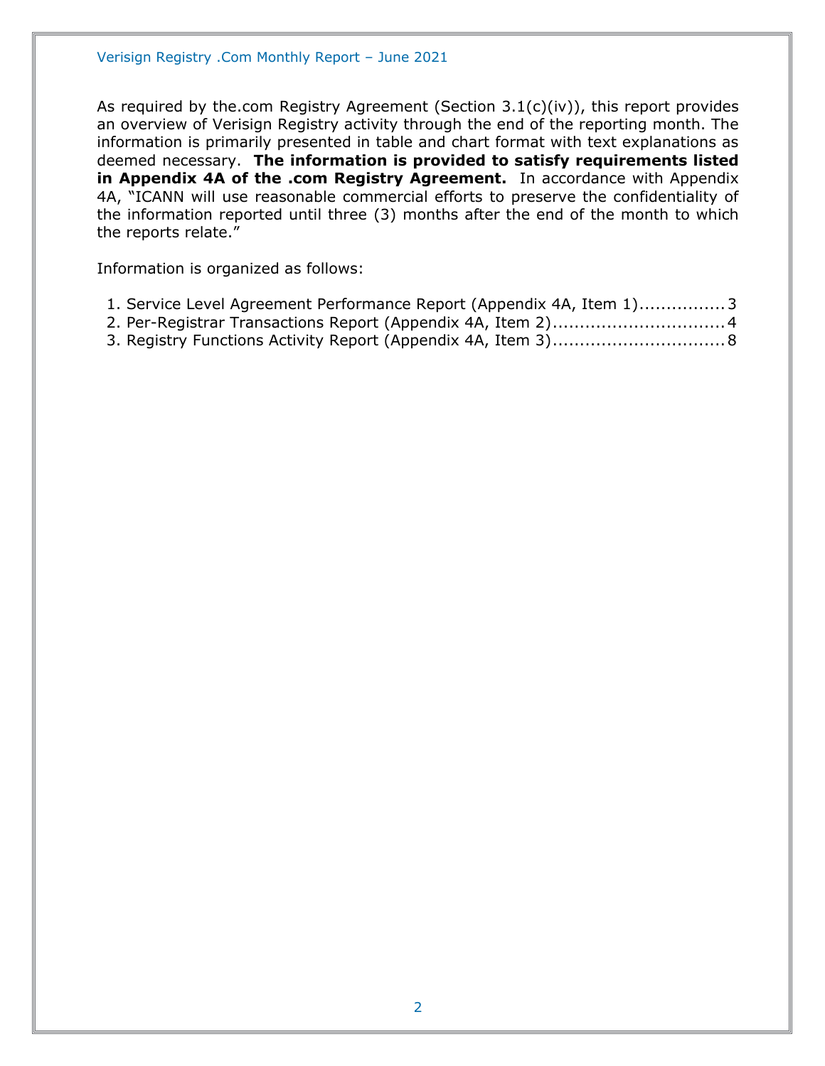As required by the.com Registry Agreement (Section 3.1(c)(iv)), this report provides an overview of Verisign Registry activity through the end of the reporting month. The information is primarily presented in table and chart format with text explanations as deemed necessary. **The information is provided to satisfy requirements listed in Appendix 4A of the .com Registry Agreement.** In accordance with Appendix 4A, "ICANN will use reasonable commercial efforts to preserve the confidentiality of the information reported until three (3) months after the end of the month to which the reports relate."

Information is organized as follows:

1. Service Level Agreement Performance Report (Appendix 4A, Item 1)................3
2. Per-Registrar Transactions Report (Appendix 4A, Item 2)................................4
3. Registry Functions Activity Report (Appendix 4A, Item 3)................................8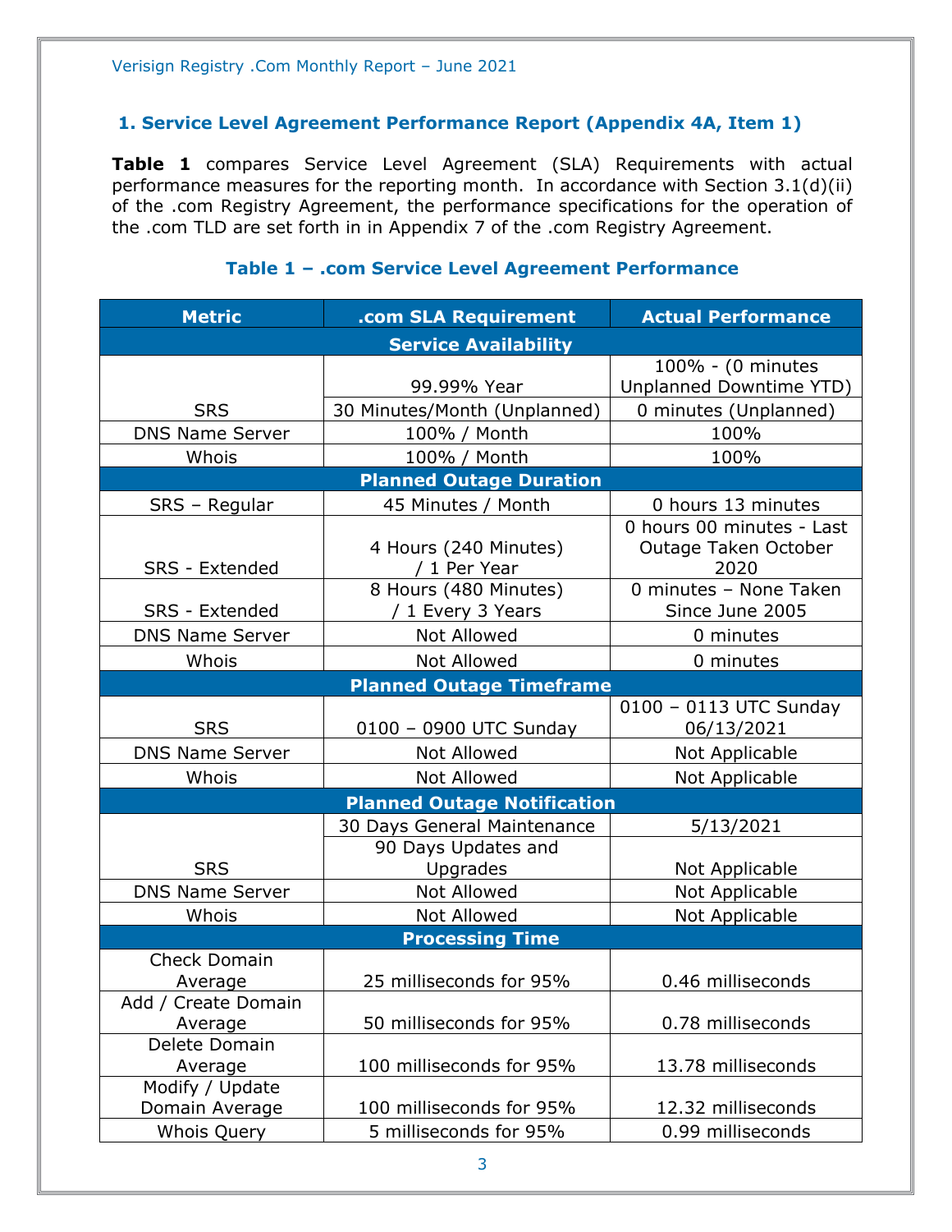## 1. Service Level Agreement Performance Report (Appendix 4A, Item 1)

**Table 1** compares Service Level Agreement (SLA) Requirements with actual performance measures for the reporting month. In accordance with Section 3.1(d)(ii) of the .com Registry Agreement, the performance specifications for the operation of the .com TLD are set forth in in Appendix 7 of the .com Registry Agreement.

### Table 1 – .com Service Level Agreement Performance

| Metric | .com SLA Requirement | Actual Performance |
|---|---|---|
| **Service Availability** | | |
| SRS | 99.99% Year | 100% - (0 minutes Unplanned Downtime YTD) |
| | 30 Minutes/Month (Unplanned) | 0 minutes (Unplanned) |
| DNS Name Server | 100% / Month | 100% |
| Whois | 100% / Month | 100% |
| **Planned Outage Duration** | | |
| SRS – Regular | 45 Minutes / Month | 0 hours 13 minutes |
| SRS - Extended | 4 Hours (240 Minutes) / 1 Per Year | 0 hours 00 minutes - Last Outage Taken October 2020 |
| SRS - Extended | 8 Hours (480 Minutes) / 1 Every 3 Years | 0 minutes – None Taken Since June 2005 |
| DNS Name Server | Not Allowed | 0 minutes |
| Whois | Not Allowed | 0 minutes |
| **Planned Outage Timeframe** | | |
| SRS | 0100 – 0900 UTC Sunday | 0100 – 0113 UTC Sunday 06/13/2021 |
| DNS Name Server | Not Allowed | Not Applicable |
| Whois | Not Allowed | Not Applicable |
| **Planned Outage Notification** | | |
| SRS | 30 Days General Maintenance | 5/13/2021 |
| | 90 Days Updates and Upgrades | Not Applicable |
| DNS Name Server | Not Allowed | Not Applicable |
| Whois | Not Allowed | Not Applicable |
| **Processing Time** | | |
| Check Domain Average | 25 milliseconds for 95% | 0.46 milliseconds |
| Add / Create Domain Average | 50 milliseconds for 95% | 0.78 milliseconds |
| Delete Domain Average | 100 milliseconds for 95% | 13.78 milliseconds |
| Modify / Update Domain Average | 100 milliseconds for 95% | 12.32 milliseconds |
| Whois Query | 5 milliseconds for 95% | 0.99 milliseconds |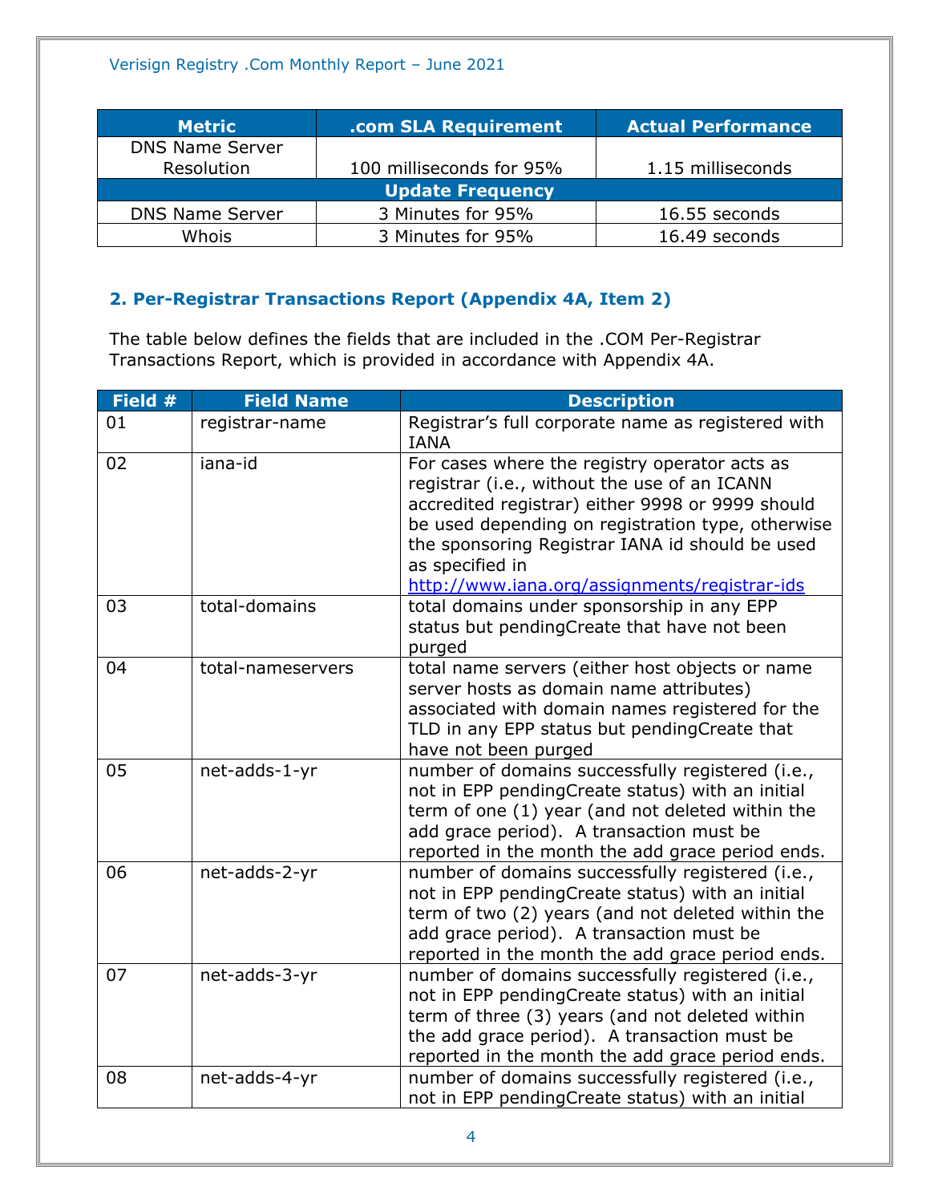| Metric | .com SLA Requirement | Actual Performance |
|---|---|---|
| DNS Name Server Resolution | 100 milliseconds for 95% | 1.15 milliseconds |
| **Update Frequency** | | |
| DNS Name Server | 3 Minutes for 95% | 16.55 seconds |
| Whois | 3 Minutes for 95% | 16.49 seconds |

## 2. Per-Registrar Transactions Report (Appendix 4A, Item 2)

The table below defines the fields that are included in the .COM Per-Registrar Transactions Report, which is provided in accordance with Appendix 4A.

| Field # | Field Name | Description |
|---|---|---|
| 01 | registrar-name | Registrar's full corporate name as registered with IANA |
| 02 | iana-id | For cases where the registry operator acts as registrar (i.e., without the use of an ICANN accredited registrar) either 9998 or 9999 should be used depending on registration type, otherwise the sponsoring Registrar IANA id should be used as specified in http://www.iana.org/assignments/registrar-ids |
| 03 | total-domains | total domains under sponsorship in any EPP status but pendingCreate that have not been purged |
| 04 | total-nameservers | total name servers (either host objects or name server hosts as domain name attributes) associated with domain names registered for the TLD in any EPP status but pendingCreate that have not been purged |
| 05 | net-adds-1-yr | number of domains successfully registered (i.e., not in EPP pendingCreate status) with an initial term of one (1) year (and not deleted within the add grace period). A transaction must be reported in the month the add grace period ends. |
| 06 | net-adds-2-yr | number of domains successfully registered (i.e., not in EPP pendingCreate status) with an initial term of two (2) years (and not deleted within the add grace period). A transaction must be reported in the month the add grace period ends. |
| 07 | net-adds-3-yr | number of domains successfully registered (i.e., not in EPP pendingCreate status) with an initial term of three (3) years (and not deleted within the add grace period). A transaction must be reported in the month the add grace period ends. |
| 08 | net-adds-4-yr | number of domains successfully registered (i.e., not in EPP pendingCreate status) with an initial |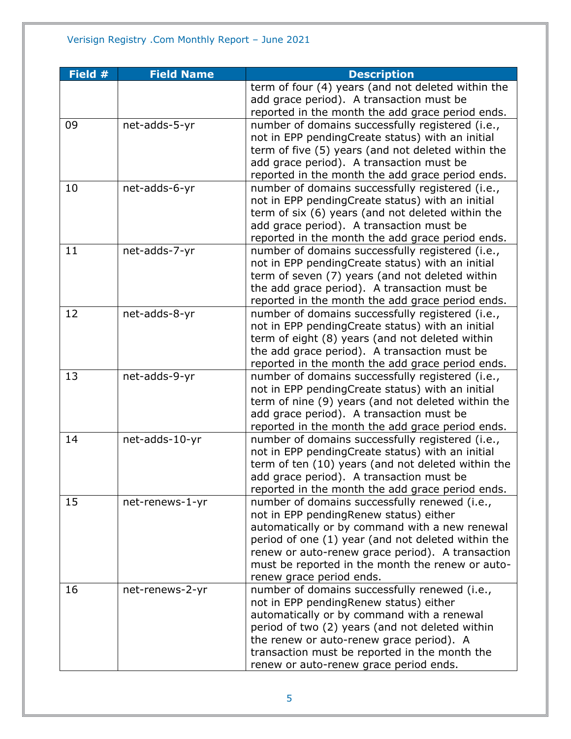| Field # | Field Name | Description |
|---|---|---|
| | | term of four (4) years (and not deleted within the add grace period). A transaction must be reported in the month the add grace period ends. |
| 09 | net-adds-5-yr | number of domains successfully registered (i.e., not in EPP pendingCreate status) with an initial term of five (5) years (and not deleted within the add grace period). A transaction must be reported in the month the add grace period ends. |
| 10 | net-adds-6-yr | number of domains successfully registered (i.e., not in EPP pendingCreate status) with an initial term of six (6) years (and not deleted within the add grace period). A transaction must be reported in the month the add grace period ends. |
| 11 | net-adds-7-yr | number of domains successfully registered (i.e., not in EPP pendingCreate status) with an initial term of seven (7) years (and not deleted within the add grace period). A transaction must be reported in the month the add grace period ends. |
| 12 | net-adds-8-yr | number of domains successfully registered (i.e., not in EPP pendingCreate status) with an initial term of eight (8) years (and not deleted within the add grace period). A transaction must be reported in the month the add grace period ends. |
| 13 | net-adds-9-yr | number of domains successfully registered (i.e., not in EPP pendingCreate status) with an initial term of nine (9) years (and not deleted within the add grace period). A transaction must be reported in the month the add grace period ends. |
| 14 | net-adds-10-yr | number of domains successfully registered (i.e., not in EPP pendingCreate status) with an initial term of ten (10) years (and not deleted within the add grace period). A transaction must be reported in the month the add grace period ends. |
| 15 | net-renews-1-yr | number of domains successfully renewed (i.e., not in EPP pendingRenew status) either automatically or by command with a new renewal period of one (1) year (and not deleted within the renew or auto-renew grace period). A transaction must be reported in the month the renew or auto-renew grace period ends. |
| 16 | net-renews-2-yr | number of domains successfully renewed (i.e., not in EPP pendingRenew status) either automatically or by command with a renewal period of two (2) years (and not deleted within the renew or auto-renew grace period). A transaction must be reported in the month the renew or auto-renew grace period ends. |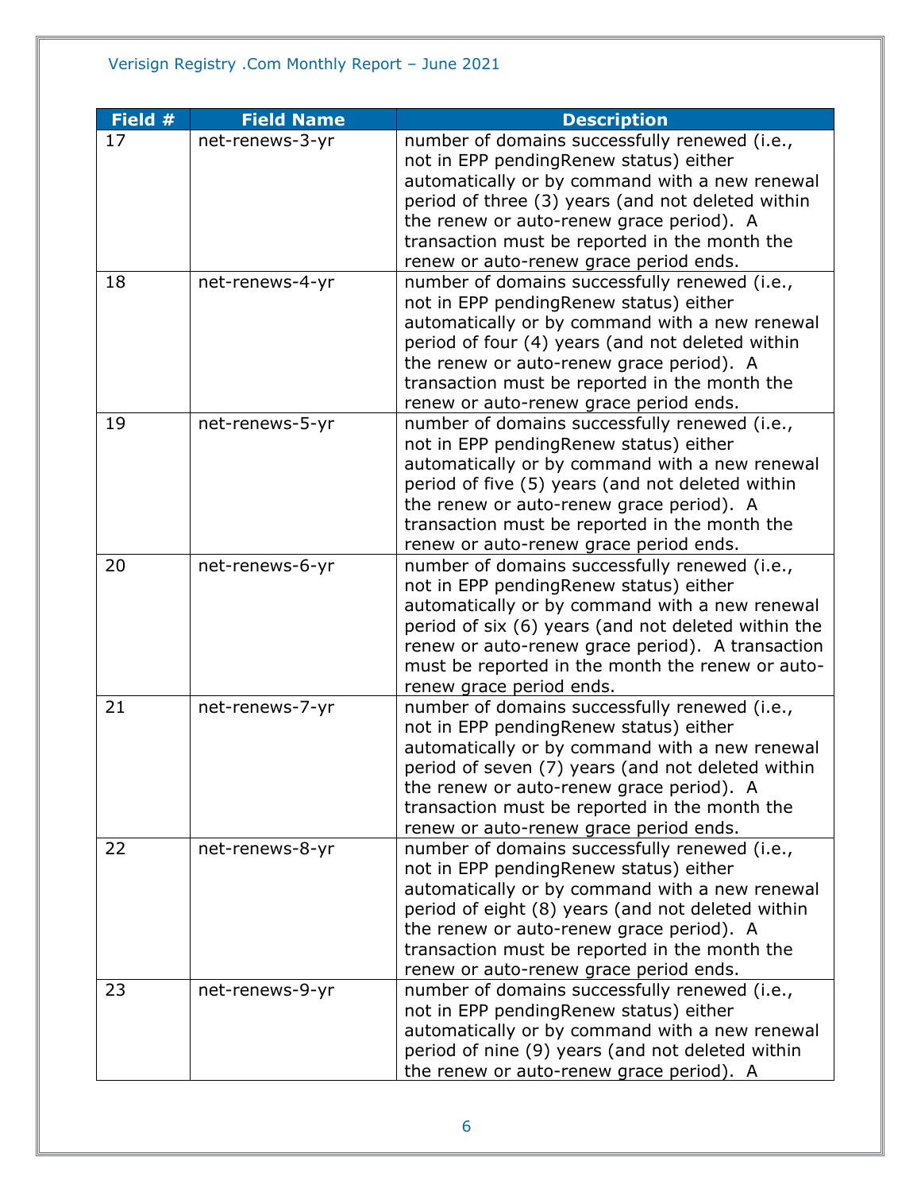| Field # | Field Name | Description |
| --- | --- | --- |
| 17 | net-renews-3-yr | number of domains successfully renewed (i.e., not in EPP pendingRenew status) either automatically or by command with a new renewal period of three (3) years (and not deleted within the renew or auto-renew grace period). A transaction must be reported in the month the renew or auto-renew grace period ends. |
| 18 | net-renews-4-yr | number of domains successfully renewed (i.e., not in EPP pendingRenew status) either automatically or by command with a new renewal period of four (4) years (and not deleted within the renew or auto-renew grace period). A transaction must be reported in the month the renew or auto-renew grace period ends. |
| 19 | net-renews-5-yr | number of domains successfully renewed (i.e., not in EPP pendingRenew status) either automatically or by command with a new renewal period of five (5) years (and not deleted within the renew or auto-renew grace period). A transaction must be reported in the month the renew or auto-renew grace period ends. |
| 20 | net-renews-6-yr | number of domains successfully renewed (i.e., not in EPP pendingRenew status) either automatically or by command with a new renewal period of six (6) years (and not deleted within the renew or auto-renew grace period). A transaction must be reported in the month the renew or auto-renew grace period ends. |
| 21 | net-renews-7-yr | number of domains successfully renewed (i.e., not in EPP pendingRenew status) either automatically or by command with a new renewal period of seven (7) years (and not deleted within the renew or auto-renew grace period). A transaction must be reported in the month the renew or auto-renew grace period ends. |
| 22 | net-renews-8-yr | number of domains successfully renewed (i.e., not in EPP pendingRenew status) either automatically or by command with a new renewal period of eight (8) years (and not deleted within the renew or auto-renew grace period). A transaction must be reported in the month the renew or auto-renew grace period ends. |
| 23 | net-renews-9-yr | number of domains successfully renewed (i.e., not in EPP pendingRenew status) either automatically or by command with a new renewal period of nine (9) years (and not deleted within the renew or auto-renew grace period). A |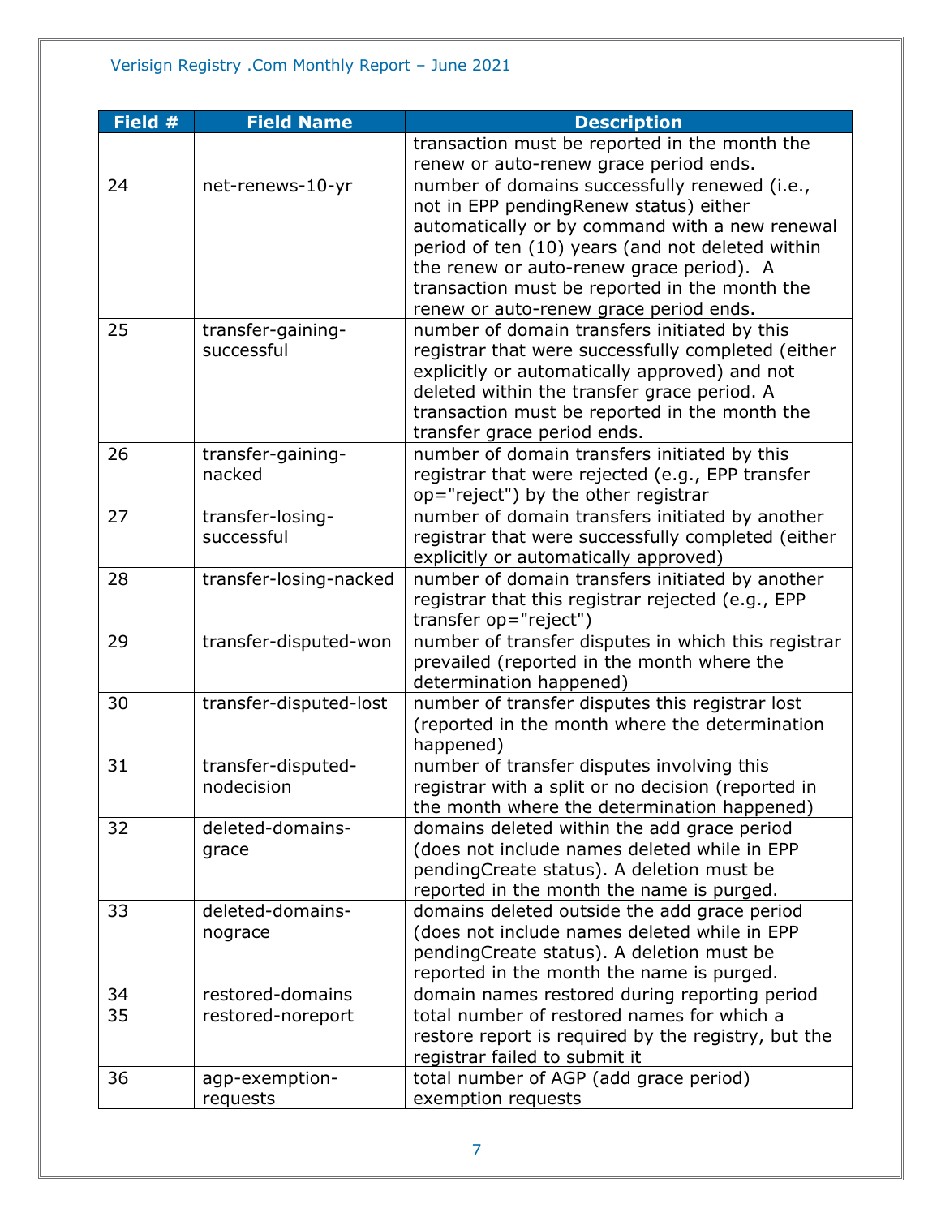| Field # | Field Name | Description |
|---|---|---|
| | | transaction must be reported in the month the renew or auto-renew grace period ends. |
| 24 | net-renews-10-yr | number of domains successfully renewed (i.e., not in EPP pendingRenew status) either automatically or by command with a new renewal period of ten (10) years (and not deleted within the renew or auto-renew grace period). A transaction must be reported in the month the renew or auto-renew grace period ends. |
| 25 | transfer-gaining-successful | number of domain transfers initiated by this registrar that were successfully completed (either explicitly or automatically approved) and not deleted within the transfer grace period. A transaction must be reported in the month the transfer grace period ends. |
| 26 | transfer-gaining-nacked | number of domain transfers initiated by this registrar that were rejected (e.g., EPP transfer op="reject") by the other registrar |
| 27 | transfer-losing-successful | number of domain transfers initiated by another registrar that were successfully completed (either explicitly or automatically approved) |
| 28 | transfer-losing-nacked | number of domain transfers initiated by another registrar that this registrar rejected (e.g., EPP transfer op="reject") |
| 29 | transfer-disputed-won | number of transfer disputes in which this registrar prevailed (reported in the month where the determination happened) |
| 30 | transfer-disputed-lost | number of transfer disputes this registrar lost (reported in the month where the determination happened) |
| 31 | transfer-disputed-nodecision | number of transfer disputes involving this registrar with a split or no decision (reported in the month where the determination happened) |
| 32 | deleted-domains-grace | domains deleted within the add grace period (does not include names deleted while in EPP pendingCreate status). A deletion must be reported in the month the name is purged. |
| 33 | deleted-domains-nograce | domains deleted outside the add grace period (does not include names deleted while in EPP pendingCreate status). A deletion must be reported in the month the name is purged. |
| 34 | restored-domains | domain names restored during reporting period |
| 35 | restored-noreport | total number of restored names for which a restore report is required by the registry, but the registrar failed to submit it |
| 36 | agp-exemption-requests | total number of AGP (add grace period) exemption requests |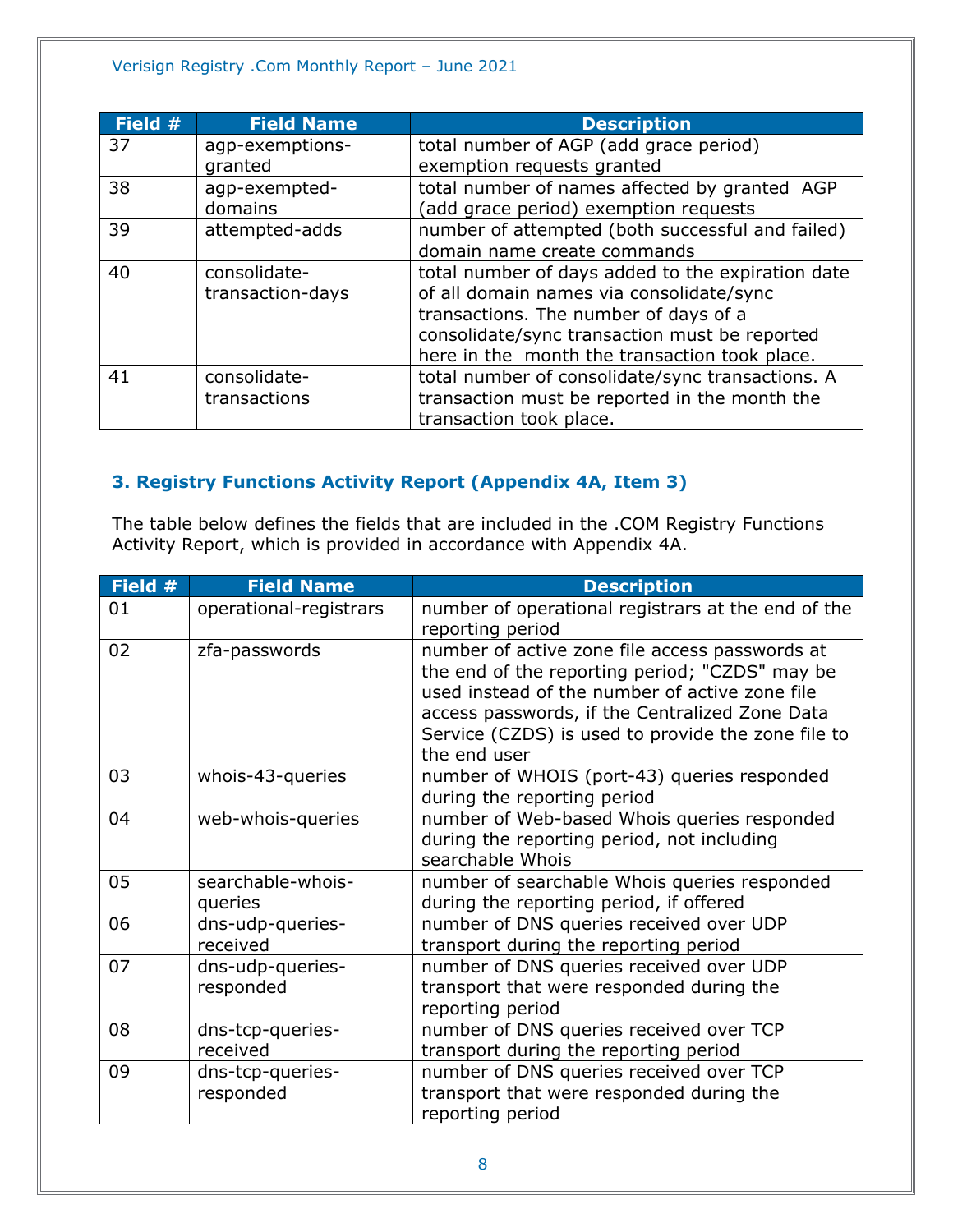| Field # | Field Name | Description |
|---|---|---|
| 37 | agp-exemptions-granted | total number of AGP (add grace period) exemption requests granted |
| 38 | agp-exempted-domains | total number of names affected by granted AGP (add grace period) exemption requests |
| 39 | attempted-adds | number of attempted (both successful and failed) domain name create commands |
| 40 | consolidate-transaction-days | total number of days added to the expiration date of all domain names via consolidate/sync transactions. The number of days of a consolidate/sync transaction must be reported here in the month the transaction took place. |
| 41 | consolidate-transactions | total number of consolidate/sync transactions. A transaction must be reported in the month the transaction took place. |

### 3. Registry Functions Activity Report (Appendix 4A, Item 3)

The table below defines the fields that are included in the .COM Registry Functions Activity Report, which is provided in accordance with Appendix 4A.

| Field # | Field Name | Description |
|---|---|---|
| 01 | operational-registrars | number of operational registrars at the end of the reporting period |
| 02 | zfa-passwords | number of active zone file access passwords at the end of the reporting period; "CZDS" may be used instead of the number of active zone file access passwords, if the Centralized Zone Data Service (CZDS) is used to provide the zone file to the end user |
| 03 | whois-43-queries | number of WHOIS (port-43) queries responded during the reporting period |
| 04 | web-whois-queries | number of Web-based Whois queries responded during the reporting period, not including searchable Whois |
| 05 | searchable-whois-queries | number of searchable Whois queries responded during the reporting period, if offered |
| 06 | dns-udp-queries-received | number of DNS queries received over UDP transport during the reporting period |
| 07 | dns-udp-queries-responded | number of DNS queries received over UDP transport that were responded during the reporting period |
| 08 | dns-tcp-queries-received | number of DNS queries received over TCP transport during the reporting period |
| 09 | dns-tcp-queries-responded | number of DNS queries received over TCP transport that were responded during the reporting period |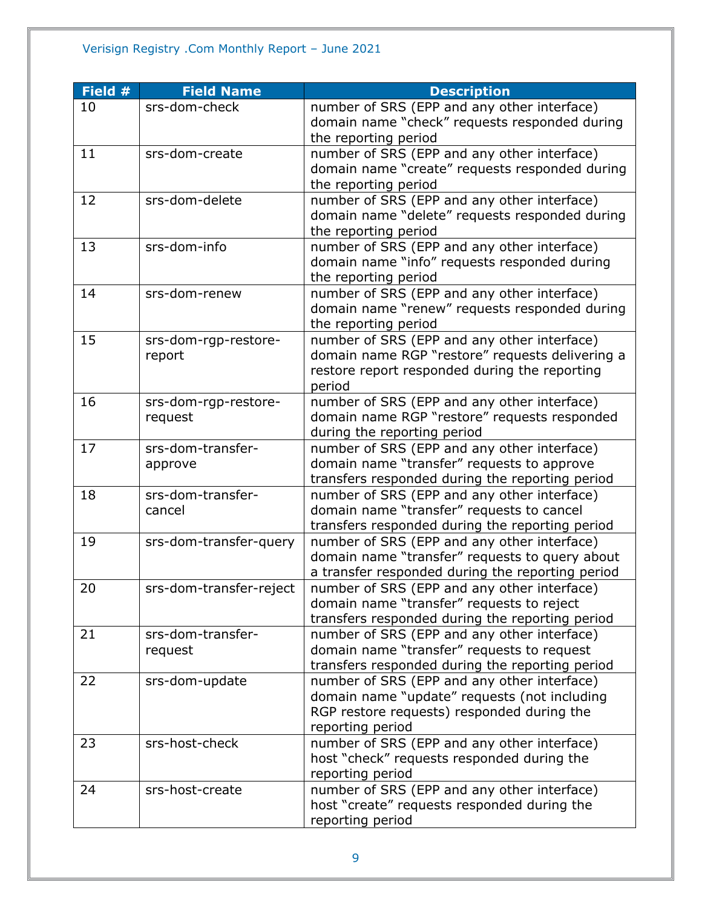| Field # | Field Name | Description |
|---|---|---|
| 10 | srs-dom-check | number of SRS (EPP and any other interface) domain name “check” requests responded during the reporting period |
| 11 | srs-dom-create | number of SRS (EPP and any other interface) domain name “create” requests responded during the reporting period |
| 12 | srs-dom-delete | number of SRS (EPP and any other interface) domain name “delete” requests responded during the reporting period |
| 13 | srs-dom-info | number of SRS (EPP and any other interface) domain name “info” requests responded during the reporting period |
| 14 | srs-dom-renew | number of SRS (EPP and any other interface) domain name “renew” requests responded during the reporting period |
| 15 | srs-dom-rgp-restore-report | number of SRS (EPP and any other interface) domain name RGP “restore” requests delivering a restore report responded during the reporting period |
| 16 | srs-dom-rgp-restore-request | number of SRS (EPP and any other interface) domain name RGP “restore” requests responded during the reporting period |
| 17 | srs-dom-transfer-approve | number of SRS (EPP and any other interface) domain name “transfer” requests to approve transfers responded during the reporting period |
| 18 | srs-dom-transfer-cancel | number of SRS (EPP and any other interface) domain name “transfer” requests to cancel transfers responded during the reporting period |
| 19 | srs-dom-transfer-query | number of SRS (EPP and any other interface) domain name “transfer” requests to query about a transfer responded during the reporting period |
| 20 | srs-dom-transfer-reject | number of SRS (EPP and any other interface) domain name “transfer” requests to reject transfers responded during the reporting period |
| 21 | srs-dom-transfer-request | number of SRS (EPP and any other interface) domain name “transfer” requests to request transfers responded during the reporting period |
| 22 | srs-dom-update | number of SRS (EPP and any other interface) domain name “update” requests (not including RGP restore requests) responded during the reporting period |
| 23 | srs-host-check | number of SRS (EPP and any other interface) host “check” requests responded during the reporting period |
| 24 | srs-host-create | number of SRS (EPP and any other interface) host “create” requests responded during the reporting period |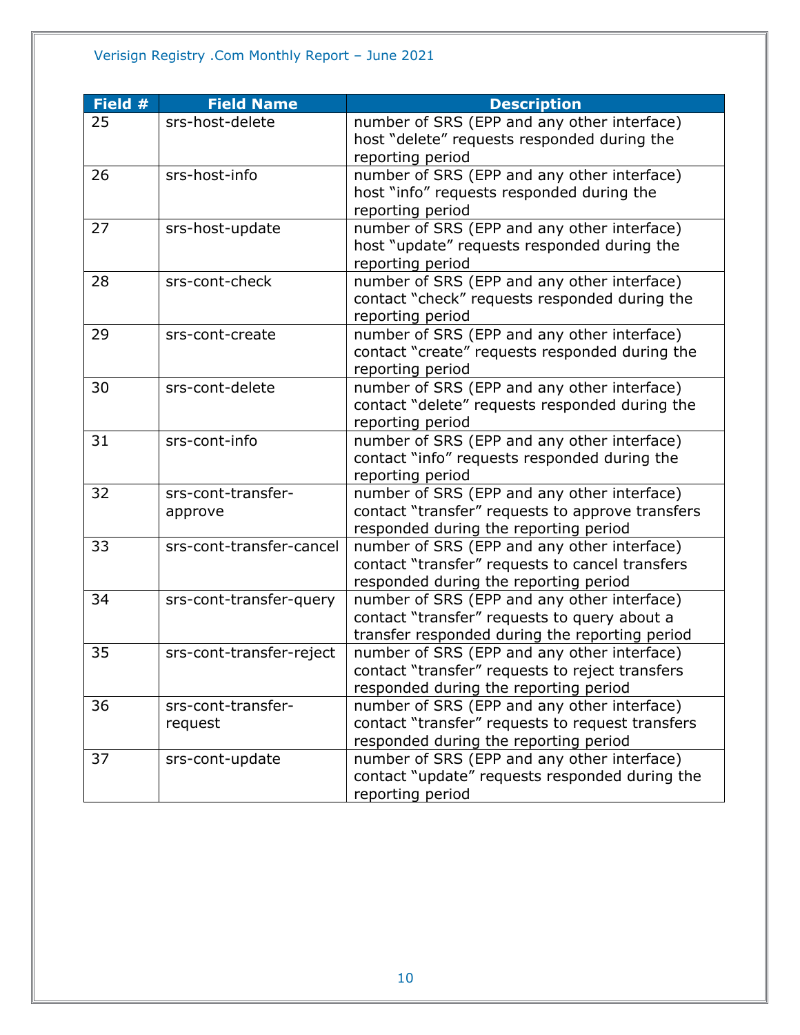| Field # | Field Name | Description |
| --- | --- | --- |
| 25 | srs-host-delete | number of SRS (EPP and any other interface) host “delete” requests responded during the reporting period |
| 26 | srs-host-info | number of SRS (EPP and any other interface) host “info” requests responded during the reporting period |
| 27 | srs-host-update | number of SRS (EPP and any other interface) host “update” requests responded during the reporting period |
| 28 | srs-cont-check | number of SRS (EPP and any other interface) contact “check” requests responded during the reporting period |
| 29 | srs-cont-create | number of SRS (EPP and any other interface) contact “create” requests responded during the reporting period |
| 30 | srs-cont-delete | number of SRS (EPP and any other interface) contact “delete” requests responded during the reporting period |
| 31 | srs-cont-info | number of SRS (EPP and any other interface) contact “info” requests responded during the reporting period |
| 32 | srs-cont-transfer-approve | number of SRS (EPP and any other interface) contact “transfer” requests to approve transfers responded during the reporting period |
| 33 | srs-cont-transfer-cancel | number of SRS (EPP and any other interface) contact “transfer” requests to cancel transfers responded during the reporting period |
| 34 | srs-cont-transfer-query | number of SRS (EPP and any other interface) contact “transfer” requests to query about a transfer responded during the reporting period |
| 35 | srs-cont-transfer-reject | number of SRS (EPP and any other interface) contact “transfer” requests to reject transfers responded during the reporting period |
| 36 | srs-cont-transfer-request | number of SRS (EPP and any other interface) contact “transfer” requests to request transfers responded during the reporting period |
| 37 | srs-cont-update | number of SRS (EPP and any other interface) contact “update” requests responded during the reporting period |